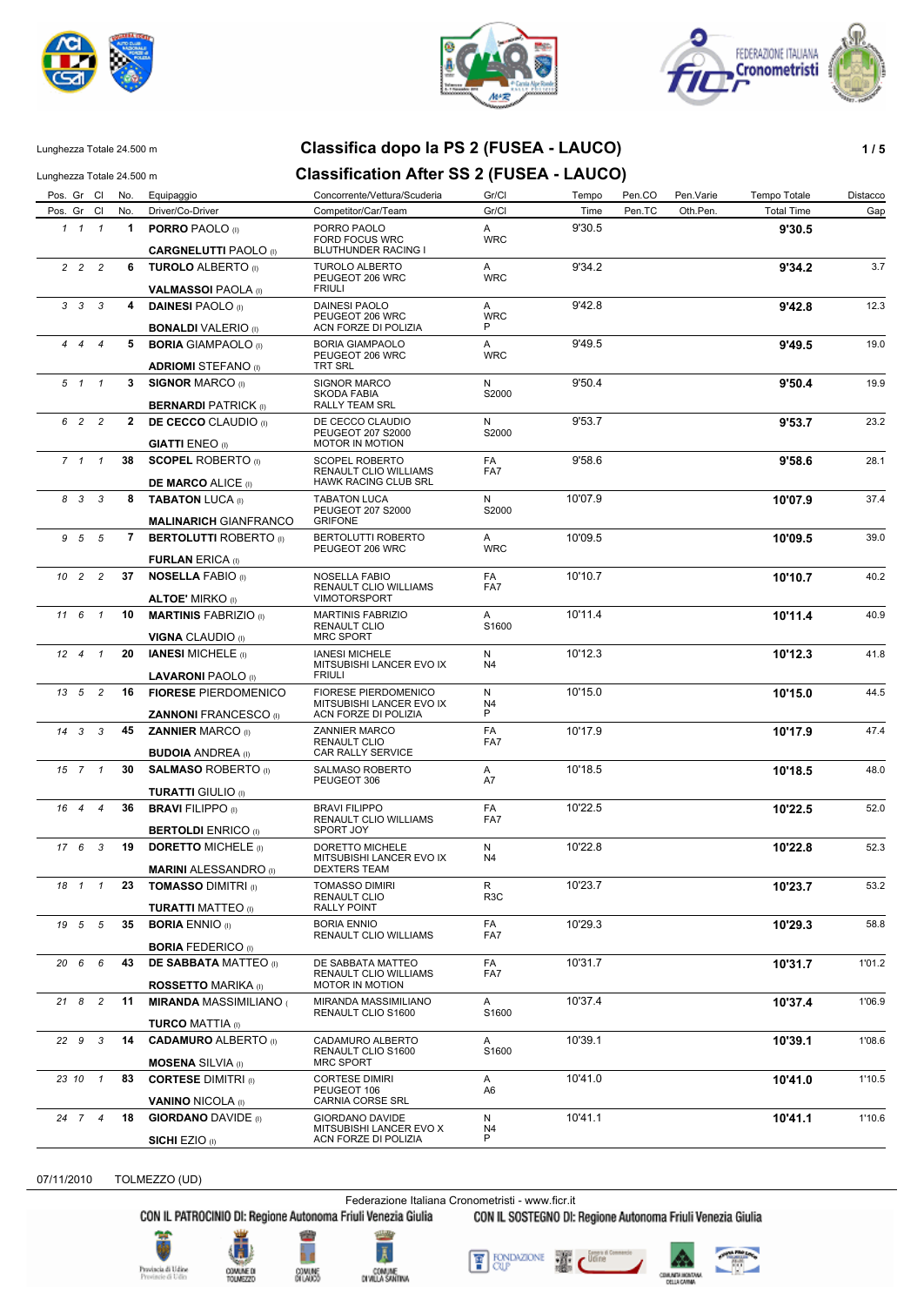Lunghezza Totale 24.500 m

# Classifica dopo la PS 2 (FUSEA - LAUCO)

Lunghezza Totale 24.500 m

# Classification After SS 2 (FUSEA - LAUCO)

| Pos. | Gr | Cl | No. | Equipaggio | Concorrente/Vettura/Scuderia | Gr/Cl | Tempo | Pen.CO | Pen.Varie | Tempo Totale | Distacco |
|---|---|---|---|---|---|---|---|---|---|---|---|
| Pos. | Gr | Cl | No. | Driver/Co-Driver | Competitor/Car/Team | Gr/Cl | Time | Pen.TC | Oth.Pen. | Total Time | Gap |
| 1 | 1 | 1 | 1 | **PORRO** PAOLO (I) / **CARGNELUTTI** PAOLO (I) | PORRO PAOLO / FORD FOCUS WRC / BLUTHUNDER RACING I | A / WRC | 9'30.5 | | | **9'30.5** | |
| 2 | 2 | 2 | 6 | **TUROLO** ALBERTO (I) / **VALMASSOI** PAOLA (I) | TUROLO ALBERTO / PEUGEOT 206 WRC / FRIULI | A / WRC | 9'34.2 | | | **9'34.2** | 3.7 |
| 3 | 3 | 3 | 4 | **DAINESI** PAOLO (I) / **BONALDI** VALERIO (I) | DAINESI PAOLO / PEUGEOT 206 WRC / ACN FORZE DI POLIZIA | A / WRC / P | 9'42.8 | | | **9'42.8** | 12.3 |
| 4 | 4 | 4 | 5 | **BORIA** GIAMPAOLO (I) / **ADRIOMI** STEFANO (I) | BORIA GIAMPAOLO / PEUGEOT 206 WRC / TRT SRL | A / WRC | 9'49.5 | | | **9'49.5** | 19.0 |
| 5 | 1 | 1 | 3 | **SIGNOR** MARCO (I) / **BERNARDI** PATRICK (I) | SIGNOR MARCO / SKODA FABIA / RALLY TEAM SRL | N / S2000 | 9'50.4 | | | **9'50.4** | 19.9 |
| 6 | 2 | 2 | 2 | **DE CECCO** CLAUDIO (I) / **GIATTI** ENEO (I) | DE CECCO CLAUDIO / PEUGEOT 207 S2000 / MOTOR IN MOTION | N / S2000 | 9'53.7 | | | **9'53.7** | 23.2 |
| 7 | 1 | 1 | 38 | **SCOPEL** ROBERTO (I) / **DE MARCO** ALICE (I) | SCOPEL ROBERTO / RENAULT CLIO WILLIAMS / HAWK RACING CLUB SRL | FA / FA7 | 9'58.6 | | | **9'58.6** | 28.1 |
| 8 | 3 | 3 | 8 | **TABATON** LUCA (I) / **MALINARICH** GIANFRANCO | TABATON LUCA / PEUGEOT 207 S2000 / GRIFONE | N / S2000 | 10'07.9 | | | **10'07.9** | 37.4 |
| 9 | 5 | 5 | 7 | **BERTOLUTTI** ROBERTO (I) / **FURLAN** ERICA (I) | BERTOLUTTI ROBERTO / PEUGEOT 206 WRC | A / WRC | 10'09.5 | | | **10'09.5** | 39.0 |
| 10 | 2 | 2 | 37 | **NOSELLA** FABIO (I) / **ALTOE'** MIRKO (I) | NOSELLA FABIO / RENAULT CLIO WILLIAMS / VIMOTORSPORT | FA / FA7 | 10'10.7 | | | **10'10.7** | 40.2 |
| 11 | 6 | 1 | 10 | **MARTINIS** FABRIZIO (I) / **VIGNA** CLAUDIO (I) | MARTINIS FABRIZIO / RENAULT CLIO / MRC SPORT | A / S1600 | 10'11.4 | | | **10'11.4** | 40.9 |
| 12 | 4 | 1 | 20 | **IANESI** MICHELE (I) / **LAVARONI** PAOLO (I) | IANESI MICHELE / MITSUBISHI LANCER EVO IX / FRIULI | N / N4 | 10'12.3 | | | **10'12.3** | 41.8 |
| 13 | 5 | 2 | 16 | **FIORESE** PIERDOMENICO / **ZANNONI** FRANCESCO (I) | FIORESE PIERDOMENICO / MITSUBISHI LANCER EVO IX / ACN FORZE DI POLIZIA | N / N4 / P | 10'15.0 | | | **10'15.0** | 44.5 |
| 14 | 3 | 3 | 45 | **ZANNIER** MARCO (I) / **BUDOIA** ANDREA (I) | ZANNIER MARCO / RENAULT CLIO / CAR RALLY SERVICE | FA / FA7 | 10'17.9 | | | **10'17.9** | 47.4 |
| 15 | 7 | 1 | 30 | **SALMASO** ROBERTO (I) / **TURATTI** GIULIO (I) | SALMASO ROBERTO / PEUGEOT 306 | A / A7 | 10'18.5 | | | **10'18.5** | 48.0 |
| 16 | 4 | 4 | 36 | **BRAVI** FILIPPO (I) / **BERTOLDI** ENRICO (I) | BRAVI FILIPPO / RENAULT CLIO WILLIAMS / SPORT JOY | FA / FA7 | 10'22.5 | | | **10'22.5** | 52.0 |
| 17 | 6 | 3 | 19 | **DORETTO** MICHELE (I) / **MARINI** ALESSANDRO (I) | DORETTO MICHELE / MITSUBISHI LANCER EVO IX / DEXTERS TEAM | N / N4 | 10'22.8 | | | **10'22.8** | 52.3 |
| 18 | 1 | 1 | 23 | **TOMASSO** DIMITRI (I) / **TURATTI** MATTEO (I) | TOMASSO DIMIRI / RENAULT CLIO / RALLY POINT | R / R3C | 10'23.7 | | | **10'23.7** | 53.2 |
| 19 | 5 | 5 | 35 | **BORIA** ENNIO (I) / **BORIA** FEDERICO (I) | BORIA ENNIO / RENAULT CLIO WILLIAMS | FA / FA7 | 10'29.3 | | | **10'29.3** | 58.8 |
| 20 | 6 | 6 | 43 | **DE SABBATA** MATTEO (I) / **ROSSETTO** MARIKA (I) | DE SABBATA MATTEO / RENAULT CLIO WILLIAMS / MOTOR IN MOTION | FA / FA7 | 10'31.7 | | | **10'31.7** | 1'01.2 |
| 21 | 8 | 2 | 11 | **MIRANDA** MASSIMILIANO ( / **TURCO** MATTIA (I) | MIRANDA MASSIMILIANO / RENAULT CLIO S1600 | A / S1600 | 10'37.4 | | | **10'37.4** | 1'06.9 |
| 22 | 9 | 3 | 14 | **CADAMURO** ALBERTO (I) / **MOSENA** SILVIA (I) | CADAMURO ALBERTO / RENAULT CLIO S1600 / MRC SPORT | A / S1600 | 10'39.1 | | | **10'39.1** | 1'08.6 |
| 23 | 10 | 1 | 83 | **CORTESE** DIMITRI (I) / **VANINO** NICOLA (I) | CORTESE DIMIRI / PEUGEOT 106 / CARNIA CORSE SRL | A / A6 | 10'41.0 | | | **10'41.0** | 1'10.5 |
| 24 | 7 | 4 | 18 | **GIORDANO** DAVIDE (I) / **SICHI** EZIO (I) | GIORDANO DAVIDE / MITSUBISHI LANCER EVO X / ACN FORZE DI POLIZIA | N / N4 / P | 10'41.1 | | | **10'41.1** | 1'10.6 |

07/11/2010 TOLMEZZO (UD)

Federazione Italiana Cronometristi - www.ficr.it

CON IL PATROCINIO DI: Regione Autonoma Friuli Venezia Giulia CON IL SOSTEGNO DI: Regione Autonoma Friuli Venezia Giulia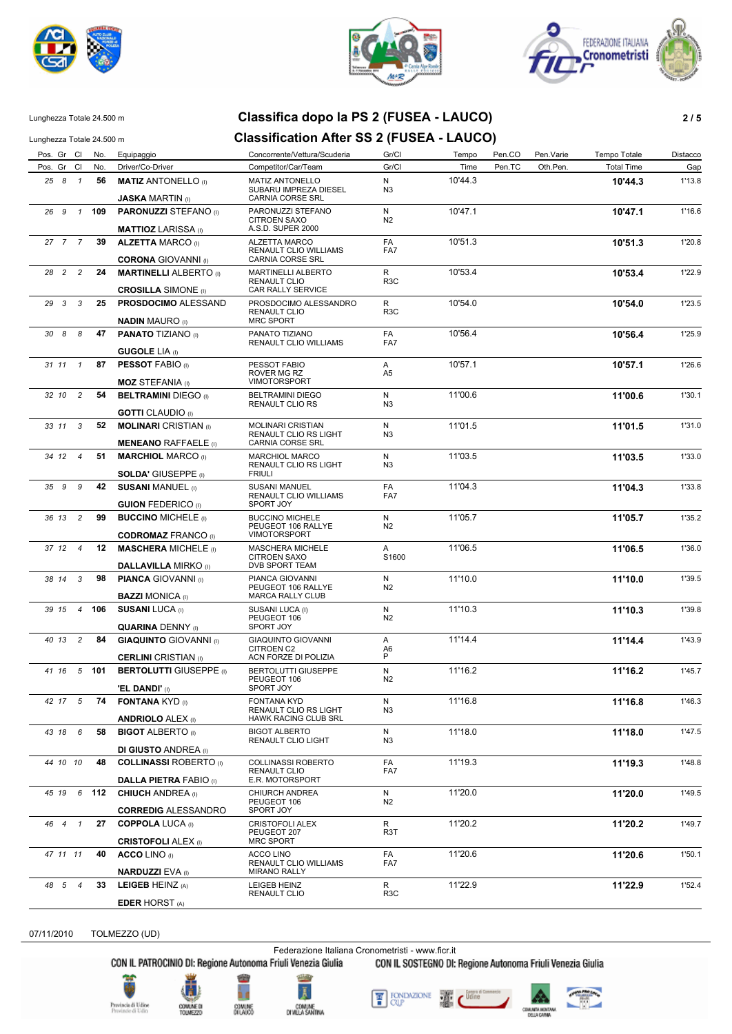Lunghezza Totale 24.500 m

# Classifica dopo la PS 2 (FUSEA - LAUCO)

Lunghezza Totale 24.500 m

# Classification After SS 2 (FUSEA - LAUCO)

| Pos. | Gr | Cl | No. | Equipaggio / Driver/Co-Driver | Concorrente/Vettura/Scuderia / Competitor/Car/Team | Gr/Cl | Tempo / Time | Pen.CO / Pen.TC | Pen.Varie / Oth.Pen. | Tempo Totale / Total Time | Distacco / Gap |
|---|---|---|---|---|---|---|---|---|---|---|---|
| 25 | 8 | 1 | 56 | **MATIZ** ANTONELLO (I) / **JASKA** MARTIN (I) | MATIZ ANTONELLO / SUBARU IMPREZA DIESEL / CARNIA CORSE SRL | N / N3 | 10'44.3 | | | **10'44.3** | 1'13.8 |
| 26 | 9 | 1 | 109 | **PARONUZZI** STEFANO (I) / **MATTIOZ** LARISSA (I) | PARONUZZI STEFANO / CITROEN SAXO / A.S.D. SUPER 2000 | N / N2 | 10'47.1 | | | **10'47.1** | 1'16.6 |
| 27 | 7 | 7 | 39 | **ALZETTA** MARCO (I) / **CORONA** GIOVANNI (I) | ALZETTA MARCO / RENAULT CLIO WILLIAMS / CARNIA CORSE SRL | FA / FA7 | 10'51.3 | | | **10'51.3** | 1'20.8 |
| 28 | 2 | 2 | 24 | **MARTINELLI** ALBERTO (I) / **CROSILLA** SIMONE (I) | MARTINELLI ALBERTO / RENAULT CLIO / CAR RALLY SERVICE | R / R3C | 10'53.4 | | | **10'53.4** | 1'22.9 |
| 29 | 3 | 3 | 25 | **PROSDOCIMO** ALESSAND / **NADIN** MAURO (I) | PROSDOCIMO ALESSANDRO / RENAULT CLIO / MRC SPORT | R / R3C | 10'54.0 | | | **10'54.0** | 1'23.5 |
| 30 | 8 | 8 | 47 | **PANATO** TIZIANO (I) / **GUGOLE** LIA (I) | PANATO TIZIANO / RENAULT CLIO WILLIAMS | FA / FA7 | 10'56.4 | | | **10'56.4** | 1'25.9 |
| 31 | 11 | 1 | 87 | **PESSOT** FABIO (I) / **MOZ** STEFANIA (I) | PESSOT FABIO / ROVER MG RZ / VIMOTORSPORT | A / A5 | 10'57.1 | | | **10'57.1** | 1'26.6 |
| 32 | 10 | 2 | 54 | **BELTRAMINI** DIEGO (I) / **GOTTI** CLAUDIO (I) | BELTRAMINI DIEGO / RENAULT CLIO RS | N / N3 | 11'00.6 | | | **11'00.6** | 1'30.1 |
| 33 | 11 | 3 | 52 | **MOLINARI** CRISTIAN (I) / **MENEANO** RAFFAELE (I) | MOLINARI CRISTIAN / RENAULT CLIO RS LIGHT / CARNIA CORSE SRL | N / N3 | 11'01.5 | | | **11'01.5** | 1'31.0 |
| 34 | 12 | 4 | 51 | **MARCHIOL** MARCO (I) / **SOLDA'** GIUSEPPE (I) | MARCHIOL MARCO / RENAULT CLIO RS LIGHT / FRIULI | N / N3 | 11'03.5 | | | **11'03.5** | 1'33.0 |
| 35 | 9 | 9 | 42 | **SUSANI** MANUEL (I) / **GUION** FEDERICO (I) | SUSANI MANUEL / RENAULT CLIO WILLIAMS / SPORT JOY | FA / FA7 | 11'04.3 | | | **11'04.3** | 1'33.8 |
| 36 | 13 | 2 | 99 | **BUCCINO** MICHELE (I) / **CODROMAZ** FRANCO (I) | BUCCINO MICHELE / PEUGEOT 106 RALLYE / VIMOTORSPORT | N / N2 | 11'05.7 | | | **11'05.7** | 1'35.2 |
| 37 | 12 | 4 | 12 | **MASCHERA** MICHELE (I) / **DALLAVILLA** MIRKO (I) | MASCHERA MICHELE / CITROEN SAXO / DVB SPORT TEAM | A / S1600 | 11'06.5 | | | **11'06.5** | 1'36.0 |
| 38 | 14 | 3 | 98 | **PIANCA** GIOVANNI (I) / **BAZZI** MONICA (I) | PIANCA GIOVANNI / PEUGEOT 106 RALLYE / MARCA RALLY CLUB | N / N2 | 11'10.0 | | | **11'10.0** | 1'39.5 |
| 39 | 15 | 4 | 106 | **SUSANI** LUCA (I) / **QUARINA** DENNY (I) | SUSANI LUCA (I) / PEUGEOT 106 / SPORT JOY | N / N2 | 11'10.3 | | | **11'10.3** | 1'39.8 |
| 40 | 13 | 2 | 84 | **GIAQUINTO** GIOVANNI (I) / **CERLINI** CRISTIAN (I) | GIAQUINTO GIOVANNI / CITROEN C2 / ACN FORZE DI POLIZIA | A / A6 / P | 11'14.4 | | | **11'14.4** | 1'43.9 |
| 41 | 16 | 5 | 101 | **BERTOLUTTI** GIUSEPPE (I) / **'EL DANDI'** (I) | BERTOLUTTI GIUSEPPE / PEUGEOT 106 / SPORT JOY | N / N2 | 11'16.2 | | | **11'16.2** | 1'45.7 |
| 42 | 17 | 5 | 74 | **FONTANA** KYD (I) / **ANDRIOLO** ALEX (I) | FONTANA KYD / RENAULT CLIO RS LIGHT / HAWK RACING CLUB SRL | N / N3 | 11'16.8 | | | **11'16.8** | 1'46.3 |
| 43 | 18 | 6 | 58 | **BIGOT** ALBERTO (I) / **DI GIUSTO** ANDREA (I) | BIGOT ALBERTO / RENAULT CLIO LIGHT | N / N3 | 11'18.0 | | | **11'18.0** | 1'47.5 |
| 44 | 10 | 10 | 48 | **COLLINASSI** ROBERTO (I) / **DALLA PIETRA** FABIO (I) | COLLINASSI ROBERTO / RENAULT CLIO / E.R. MOTORSPORT | FA / FA7 | 11'19.3 | | | **11'19.3** | 1'48.8 |
| 45 | 19 | 6 | 112 | **CHIUCH** ANDREA (I) / **CORREDIG** ALESSANDRO | CHIURCH ANDREA / PEUGEOT 106 / SPORT JOY | N / N2 | 11'20.0 | | | **11'20.0** | 1'49.5 |
| 46 | 4 | 1 | 27 | **COPPOLA** LUCA (I) / **CRISTOFOLI** ALEX (I) | CRISTOFOLI ALEX / PEUGEOT 207 / MRC SPORT | R / R3T | 11'20.2 | | | **11'20.2** | 1'49.7 |
| 47 | 11 | 11 | 40 | **ACCO** LINO (I) / **NARDUZZI** EVA (I) | ACCO LINO / RENAULT CLIO WILLIAMS / MIRANO RALLY | FA / FA7 | 11'20.6 | | | **11'20.6** | 1'50.1 |
| 48 | 5 | 4 | 33 | **LEIGEB** HEINZ (A) / **EDER** HORST (A) | LEIGEB HEINZ / RENAULT CLIO | R / R3C | 11'22.9 | | | **11'22.9** | 1'52.4 |

07/11/2010 TOLMEZZO (UD)

Federazione Italiana Cronometristi - www.ficr.it

CON IL PATROCINIO DI: Regione Autonoma Friuli Venezia Giulia — CON IL SOSTEGNO DI: Regione Autonoma Friuli Venezia Giulia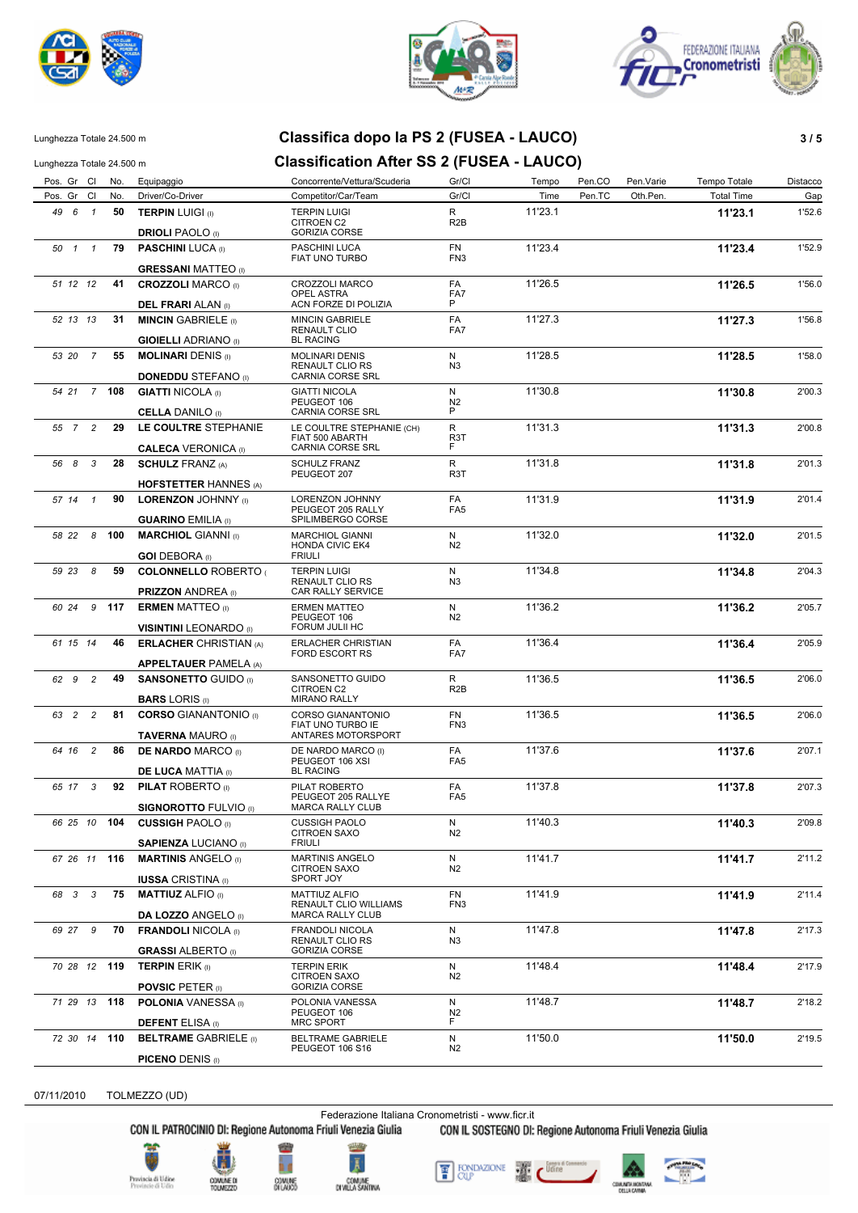Lunghezza Totale 24.500 m

# Classifica dopo la PS 2 (FUSEA - LAUCO)

Lunghezza Totale 24.500 m

# Classification After SS 2 (FUSEA - LAUCO)

| Pos. | Gr | Cl | No. | Equipaggio / Driver/Co-Driver | Concorrente/Vettura/Scuderia / Competitor/Car/Team | Gr/Cl | Tempo / Time | Pen.CO / Pen.TC | Pen.Varie / Oth.Pen. | Tempo Totale / Total Time | Distacco / Gap |
|---|---|---|---|---|---|---|---|---|---|---|---|
| 49 | 6 | 1 | 50 | **TERPIN** LUIGI (I) / **DRIOLI** PAOLO (I) | TERPIN LUIGI / CITROEN C2 / GORIZIA CORSE | R / R2B | 11'23.1 | | | **11'23.1** | 1'52.6 |
| 50 | 1 | 1 | 79 | **PASCHINI** LUCA (I) / **GRESSANI** MATTEO (I) | PASCHINI LUCA / FIAT UNO TURBO | FN / FN3 | 11'23.4 | | | **11'23.4** | 1'52.9 |
| 51 | 12 | 12 | 41 | **CROZZOLI** MARCO (I) / **DEL FRARI** ALAN (I) | CROZZOLI MARCO / OPEL ASTRA / ACN FORZE DI POLIZIA | FA / FA7 / P | 11'26.5 | | | **11'26.5** | 1'56.0 |
| 52 | 13 | 13 | 31 | **MINCIN** GABRIELE (I) / **GIOIELLI** ADRIANO (I) | MINCIN GABRIELE / RENAULT CLIO / BL RACING | FA / FA7 | 11'27.3 | | | **11'27.3** | 1'56.8 |
| 53 | 20 | 7 | 55 | **MOLINARI** DENIS (I) / **DONEDDU** STEFANO (I) | MOLINARI DENIS / RENAULT CLIO RS / CARNIA CORSE SRL | N / N3 | 11'28.5 | | | **11'28.5** | 1'58.0 |
| 54 | 21 | 7 | 108 | **GIATTI** NICOLA (I) / **CELLA** DANILO (I) | GIATTI NICOLA / PEUGEOT 106 / CARNIA CORSE SRL | N / N2 / P | 11'30.8 | | | **11'30.8** | 2'00.3 |
| 55 | 7 | 2 | 29 | **LE COULTRE** STEPHANIE / **CALECA** VERONICA (I) | LE COULTRE STEPHANIE (CH) / FIAT 500 ABARTH / CARNIA CORSE SRL | R / R3T / F | 11'31.3 | | | **11'31.3** | 2'00.8 |
| 56 | 8 | 3 | 28 | **SCHULZ** FRANZ (A) / **HOFSTETTER** HANNES (A) | SCHULZ FRANZ / PEUGEOT 207 | R / R3T | 11'31.8 | | | **11'31.8** | 2'01.3 |
| 57 | 14 | 1 | 90 | **LORENZON** JOHNNY (I) / **GUARINO** EMILIA (I) | LORENZON JOHNNY / PEUGEOT 205 RALLY / SPILIMBERGO CORSE | FA / FA5 | 11'31.9 | | | **11'31.9** | 2'01.4 |
| 58 | 22 | 8 | 100 | **MARCHIOL** GIANNI (I) / **GOI** DEBORA (I) | MARCHIOL GIANNI / HONDA CIVIC EK4 / FRIULI | N / N2 | 11'32.0 | | | **11'32.0** | 2'01.5 |
| 59 | 23 | 8 | 59 | **COLONNELLO** ROBERTO ( / **PRIZZON** ANDREA (I) | TERPIN LUIGI / RENAULT CLIO RS / CAR RALLY SERVICE | N / N3 | 11'34.8 | | | **11'34.8** | 2'04.3 |
| 60 | 24 | 9 | 117 | **ERMEN** MATTEO (I) / **VISINTINI** LEONARDO (I) | ERMEN MATTEO / PEUGEOT 106 / FORUM JULII HC | N / N2 | 11'36.2 | | | **11'36.2** | 2'05.7 |
| 61 | 15 | 14 | 46 | **ERLACHER** CHRISTIAN (A) / **APPELTAUER** PAMELA (A) | ERLACHER CHRISTIAN / FORD ESCORT RS | FA / FA7 | 11'36.4 | | | **11'36.4** | 2'05.9 |
| 62 | 9 | 2 | 49 | **SANSONETTO** GUIDO (I) / **BARS** LORIS (I) | SANSONETTO GUIDO / CITROEN C2 / MIRANO RALLY | R / R2B | 11'36.5 | | | **11'36.5** | 2'06.0 |
| 63 | 2 | 2 | 81 | **CORSO** GIANANTONIO (I) / **TAVERNA** MAURO (I) | CORSO GIANANTONIO / FIAT UNO TURBO IE / ANTARES MOTORSPORT | FN / FN3 | 11'36.5 | | | **11'36.5** | 2'06.0 |
| 64 | 16 | 2 | 86 | **DE NARDO** MARCO (I) / **DE LUCA** MATTIA (I) | DE NARDO MARCO (I) / PEUGEOT 106 XSI / BL RACING | FA / FA5 | 11'37.6 | | | **11'37.6** | 2'07.1 |
| 65 | 17 | 3 | 92 | **PILAT** ROBERTO (I) / **SIGNOROTTO** FULVIO (I) | PILAT ROBERTO / PEUGEOT 205 RALLYE / MARCA RALLY CLUB | FA / FA5 | 11'37.8 | | | **11'37.8** | 2'07.3 |
| 66 | 25 | 10 | 104 | **CUSSIGH** PAOLO (I) / **SAPIENZA** LUCIANO (I) | CUSSIGH PAOLO / CITROEN SAXO / FRIULI | N / N2 | 11'40.3 | | | **11'40.3** | 2'09.8 |
| 67 | 26 | 11 | 116 | **MARTINIS** ANGELO (I) / **IUSSA** CRISTINA (I) | MARTINIS ANGELO / CITROEN SAXO / SPORT JOY | N / N2 | 11'41.7 | | | **11'41.7** | 2'11.2 |
| 68 | 3 | 3 | 75 | **MATTIUZ** ALFIO (I) / **DA LOZZO** ANGELO (I) | MATTIUZ ALFIO / RENAULT CLIO WILLIAMS / MARCA RALLY CLUB | FN / FN3 | 11'41.9 | | | **11'41.9** | 2'11.4 |
| 69 | 27 | 9 | 70 | **FRANDOLI** NICOLA (I) / **GRASSI** ALBERTO (I) | FRANDOLI NICOLA / RENAULT CLIO RS / GORIZIA CORSE | N / N3 | 11'47.8 | | | **11'47.8** | 2'17.3 |
| 70 | 28 | 12 | 119 | **TERPIN** ERIK (I) / **POVSIC** PETER (I) | TERPIN ERIK / CITROEN SAXO / GORIZIA CORSE | N / N2 | 11'48.4 | | | **11'48.4** | 2'17.9 |
| 71 | 29 | 13 | 118 | **POLONIA** VANESSA (I) / **DEFENT** ELISA (I) | POLONIA VANESSA / PEUGEOT 106 / MRC SPORT | N / N2 / F | 11'48.7 | | | **11'48.7** | 2'18.2 |
| 72 | 30 | 14 | 110 | **BELTRAME** GABRIELE (I) / **PICENO** DENIS (I) | BELTRAME GABRIELE / PEUGEOT 106 S16 | N / N2 | 11'50.0 | | | **11'50.0** | 2'19.5 |

07/11/2010 TOLMEZZO (UD)

Federazione Italiana Cronometristi - www.ficr.it

CON IL PATROCINIO DI: Regione Autonoma Friuli Venezia Giulia CON IL SOSTEGNO DI: Regione Autonoma Friuli Venezia Giulia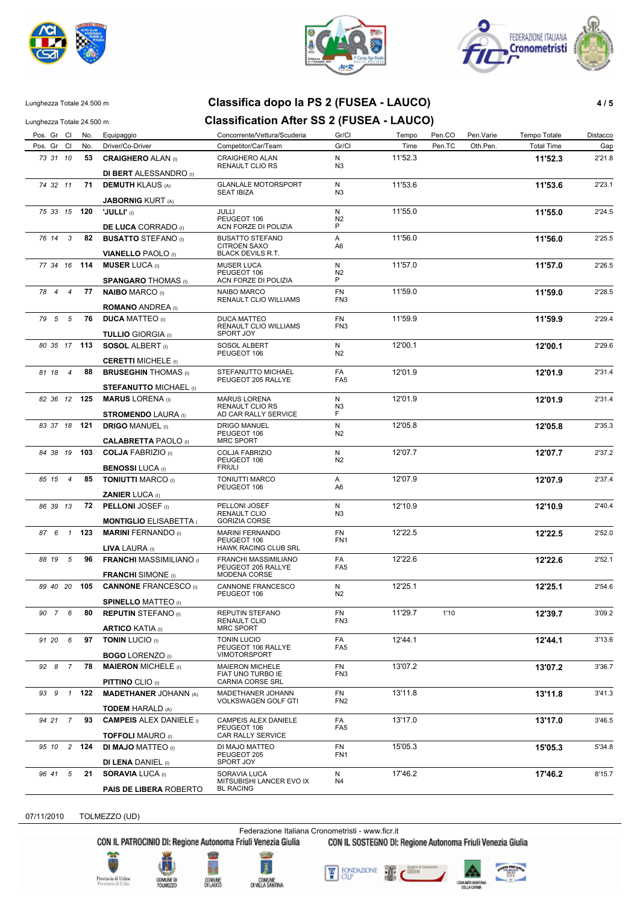Lunghezza Totale 24.500 m

# Classifica dopo la PS 2 (FUSEA - LAUCO)

Lunghezza Totale 24.500 m

# Classification After SS 2 (FUSEA - LAUCO)

| Pos. | Gr | Cl | No. | Equipaggio / Driver/Co-Driver | Concorrente/Vettura/Scuderia / Competitor/Car/Team | Gr/Cl | Tempo / Time | Pen.CO / Pen.TC | Pen.Varie / Oth.Pen. | Tempo Totale / Total Time | Distacco / Gap |
|---|---|---|---|---|---|---|---|---|---|---|---|
| 73 | 31 | 10 | 53 | **CRAIGHERO** ALAN (I) / **DI BERT** ALESSANDRO (I) | CRAIGHERO ALAN / RENAULT CLIO RS | N / N3 | 11'52.3 | | | **11'52.3** | 2'21.8 |
| 74 | 32 | 11 | 71 | **DEMUTH** KLAUS (A) / **JABORNIG** KURT (A) | GLANLALE MOTORSPORT / SEAT IBIZA | N / N3 | 11'53.6 | | | **11'53.6** | 2'23.1 |
| 75 | 33 | 15 | 120 | **'JULLI'** (I) / **DE LUCA** CORRADO (I) | JULLI / PEUGEOT 106 / ACN FORZE DI POLIZIA | N / N2 / P | 11'55.0 | | | **11'55.0** | 2'24.5 |
| 76 | 14 | 3 | 82 | **BUSATTO** STEFANO (I) / **VIANELLO** PAOLO (I) | BUSATTO STEFANO / CITROEN SAXO / BLACK DEVILS R.T. | A / A6 | 11'56.0 | | | **11'56.0** | 2'25.5 |
| 77 | 34 | 16 | 114 | **MUSER** LUCA (I) / **SPANGARO** THOMAS (I) | MUSER LUCA / PEUGEOT 106 / ACN FORZE DI POLIZIA | N / N2 / P | 11'57.0 | | | **11'57.0** | 2'26.5 |
| 78 | 4 | 4 | 77 | **NAIBO** MARCO (I) / **ROMANO** ANDREA (I) | NAIBO MARCO / RENAULT CLIO WILLIAMS | FN / FN3 | 11'59.0 | | | **11'59.0** | 2'28.5 |
| 79 | 5 | 5 | 76 | **DUCA** MATTEO (I) / **TULLIO** GIORGIA (I) | DUCA MATTEO / RENAULT CLIO WILLIAMS / SPORT JOY | FN / FN3 | 11'59.9 | | | **11'59.9** | 2'29.4 |
| 80 | 35 | 17 | 113 | **SOSOL** ALBERT (I) / **CERETTI** MICHELE (I) | SOSOL ALBERT / PEUGEOT 106 | N / N2 | 12'00.1 | | | **12'00.1** | 2'29.6 |
| 81 | 18 | 4 | 88 | **BRUSEGHIN** THOMAS (I) / **STEFANUTTO** MICHAEL (I) | STEFANUTTO MICHAEL / PEUGEOT 205 RALLYE | FA / FA5 | 12'01.9 | | | **12'01.9** | 2'31.4 |
| 82 | 36 | 12 | 125 | **MARUS** LORENA (I) / **STROMENDO** LAURA (I) | MARUS LORENA / RENAULT CLIO RS / AD CAR RALLY SERVICE | N / N3 / F | 12'01.9 | | | **12'01.9** | 2'31.4 |
| 83 | 37 | 18 | 121 | **DRIGO** MANUEL (I) / **CALABRETTA** PAOLO (I) | DRIGO MANUEL / PEUGEOT 106 / MRC SPORT | N / N2 | 12'05.8 | | | **12'05.8** | 2'35.3 |
| 84 | 38 | 19 | 103 | **COLJA** FABRIZIO (I) / **BENOSSI** LUCA (I) | COLJA FABRIZIO / PEUGEOT 106 / FRIULI | N / N2 | 12'07.7 | | | **12'07.7** | 2'37.2 |
| 85 | 15 | 4 | 85 | **TONIUTTI** MARCO (I) / **ZANIER** LUCA (I) | TONIUTTI MARCO / PEUGEOT 106 | A / A6 | 12'07.9 | | | **12'07.9** | 2'37.4 |
| 86 | 39 | 13 | 72 | **PELLONI** JOSEF (I) / **MONTIGLIO** ELISABETTA ( | PELLONI JOSEF / RENAULT CLIO / GORIZIA CORSE | N / N3 | 12'10.9 | | | **12'10.9** | 2'40.4 |
| 87 | 6 | 1 | 123 | **MARINI** FERNANDO (I) / **LIVA** LAURA (I) | MARINI FERNANDO / PEUGEOT 106 / HAWK RACING CLUB SRL | FN / FN1 | 12'22.5 | | | **12'22.5** | 2'52.0 |
| 88 | 19 | 5 | 96 | **FRANCHI** MASSIMILIANO (I / **FRANCHI** SIMONE (I) | FRANCHI MASSIMILIANO / PEUGEOT 205 RALLYE / MODENA CORSE | FA / FA5 | 12'22.6 | | | **12'22.6** | 2'52.1 |
| 89 | 40 | 20 | 105 | **CANNONE** FRANCESCO (I) / **SPINELLO** MATTEO (I) | CANNONE FRANCESCO / PEUGEOT 106 | N / N2 | 12'25.1 | | | **12'25.1** | 2'54.6 |
| 90 | 7 | 6 | 80 | **REPUTIN** STEFANO (I) / **ARTICO** KATIA (I) | REPUTIN STEFANO / RENAULT CLIO / MRC SPORT | FN / FN3 | 11'29.7 | 1'10 | | **12'39.7** | 3'09.2 |
| 91 | 20 | 6 | 97 | **TONIN** LUCIO (I) / **BOGO** LORENZO (I) | TONIN LUCIO / PEUGEOT 106 RALLYE / VIMOTORSPORT | FA / FA5 | 12'44.1 | | | **12'44.1** | 3'13.6 |
| 92 | 8 | 7 | 78 | **MAIERON** MICHELE (I) / **PITTINO** CLIO (I) | MAIERON MICHELE / FIAT UNO TURBO IE / CARNIA CORSE SRL | FN / FN3 | 13'07.2 | | | **13'07.2** | 3'36.7 |
| 93 | 9 | 1 | 122 | **MADETHANER** JOHANN (A) / **TODEM** HARALD (A) | MADETHANER JOHANN / VOLKSWAGEN GOLF GTI | FN / FN2 | 13'11.8 | | | **13'11.8** | 3'41.3 |
| 94 | 21 | 7 | 93 | **CAMPEIS** ALEX DANIELE (I / **TOFFOLI** MAURO (I) | CAMPEIS ALEX DANIELE / PEUGEOT 106 / CAR RALLY SERVICE | FA / FA5 | 13'17.0 | | | **13'17.0** | 3'46.5 |
| 95 | 10 | 2 | 124 | **DI MAJO** MATTEO (I) / **DI LENA** DANIEL (I) | DI MAJO MATTEO / PEUGEOT 205 / SPORT JOY | FN / FN1 | 15'05.3 | | | **15'05.3** | 5'34.8 |
| 96 | 41 | 5 | 21 | **SORAVIA** LUCA (I) / **PAIS DE LIBERA** ROBERTO | SORAVIA LUCA / MITSUBISHI LANCER EVO IX / BL RACING | N / N4 | 17'46.2 | | | **17'46.2** | 8'15.7 |

07/11/2010 TOLMEZZO (UD)

Federazione Italiana Cronometristi - www.ficr.it

CON IL PATROCINIO DI: Regione Autonoma Friuli Venezia Giulia — CON IL SOSTEGNO DI: Regione Autonoma Friuli Venezia Giulia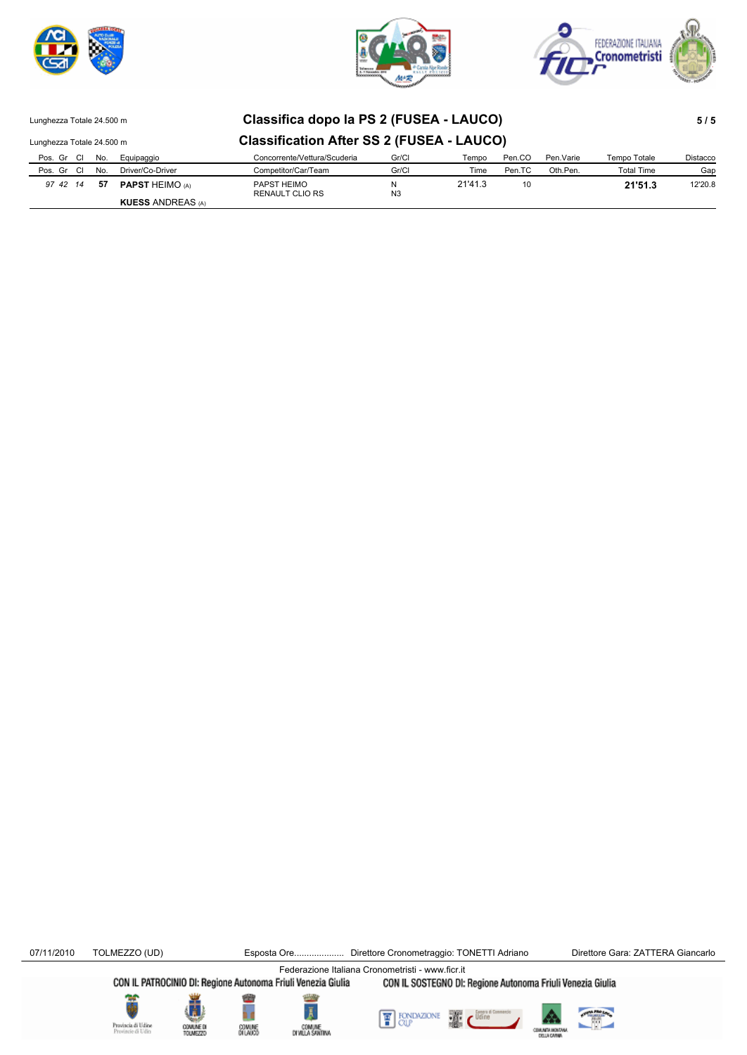Lunghezza Totale 24.500 m

# Classifica dopo la PS 2 (FUSEA - LAUCO)

Lunghezza Totale 24.500 m

# Classification After SS 2 (FUSEA - LAUCO)

| Pos. | Gr | Cl | No. | Equipaggio | Concorrente/Vettura/Scuderia | Gr/Cl | Tempo | Pen.CO | Pen.Varie | Tempo Totale | Distacco |
|---|---|---|---|---|---|---|---|---|---|---|---|
| Pos. | Gr | Cl | No. | Driver/Co-Driver | Competitor/Car/Team | Gr/Cl | Time | Pen.TC | Oth.Pen. | Total Time | Gap |
| *97* | *42* | *14* | **57** | **PAPST** HEIMO (A) / **KUESS** ANDREAS (A) | PAPST HEIMO / RENAULT CLIO RS | N / N3 | 21'41.3 | 10 | | **21'51.3** | 12'20.8 |

07/11/2010 TOLMEZZO (UD) Esposta Ore.................... Direttore Cronometraggio: TONETTI Adriano Direttore Gara: ZATTERA Giancarlo

Federazione Italiana Cronometristi - www.ficr.it

CON IL PATROCINIO DI: Regione Autonoma Friuli Venezia Giulia CON IL SOSTEGNO DI: Regione Autonoma Friuli Venezia Giulia